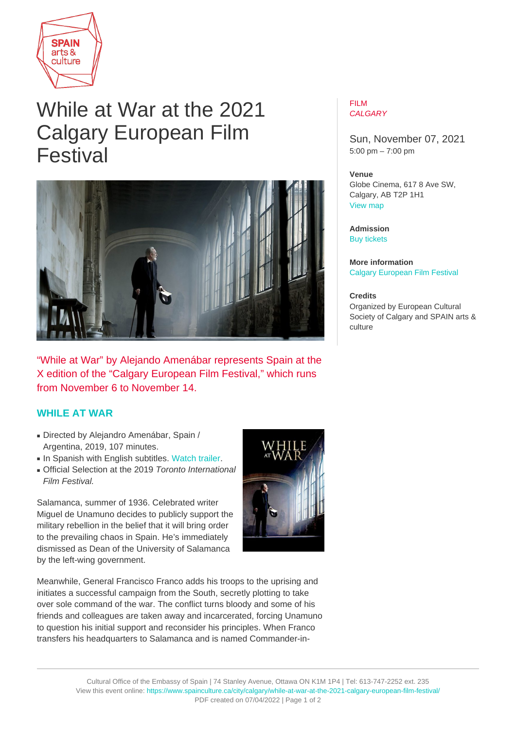# While at War at the 2021 Calgary European Film Festival

FILM
*CALGARY*

Sun, November 07, 2021
5:00 pm – 7:00 pm

**Venue**
Globe Cinema, 617 8 Ave SW, Calgary, AB T2P 1H1
View map

**Admission**
Buy tickets

**More information**
Calgary European Film Festival

**Credits**
Organized by European Cultural Society of Calgary and SPAIN arts & culture

"While at War" by Alejando Amenábar represents Spain at the X edition of the "Calgary European Film Festival," which runs from November 6 to November 14.

## WHILE AT WAR

- Directed by Alejandro Amenábar, Spain / Argentina, 2019, 107 minutes.
- In Spanish with English subtitles. Watch trailer.
- Official Selection at the 2019 *Toronto International Film Festival.*

Salamanca, summer of 1936. Celebrated writer Miguel de Unamuno decides to publicly support the military rebellion in the belief that it will bring order to the prevailing chaos in Spain. He's immediately dismissed as Dean of the University of Salamanca by the left-wing government.

Meanwhile, General Francisco Franco adds his troops to the uprising and initiates a successful campaign from the South, secretly plotting to take over sole command of the war. The conflict turns bloody and some of his friends and colleagues are taken away and incarcerated, forcing Unamuno to question his initial support and reconsider his principles. When Franco transfers his headquarters to Salamanca and is named Commander-in-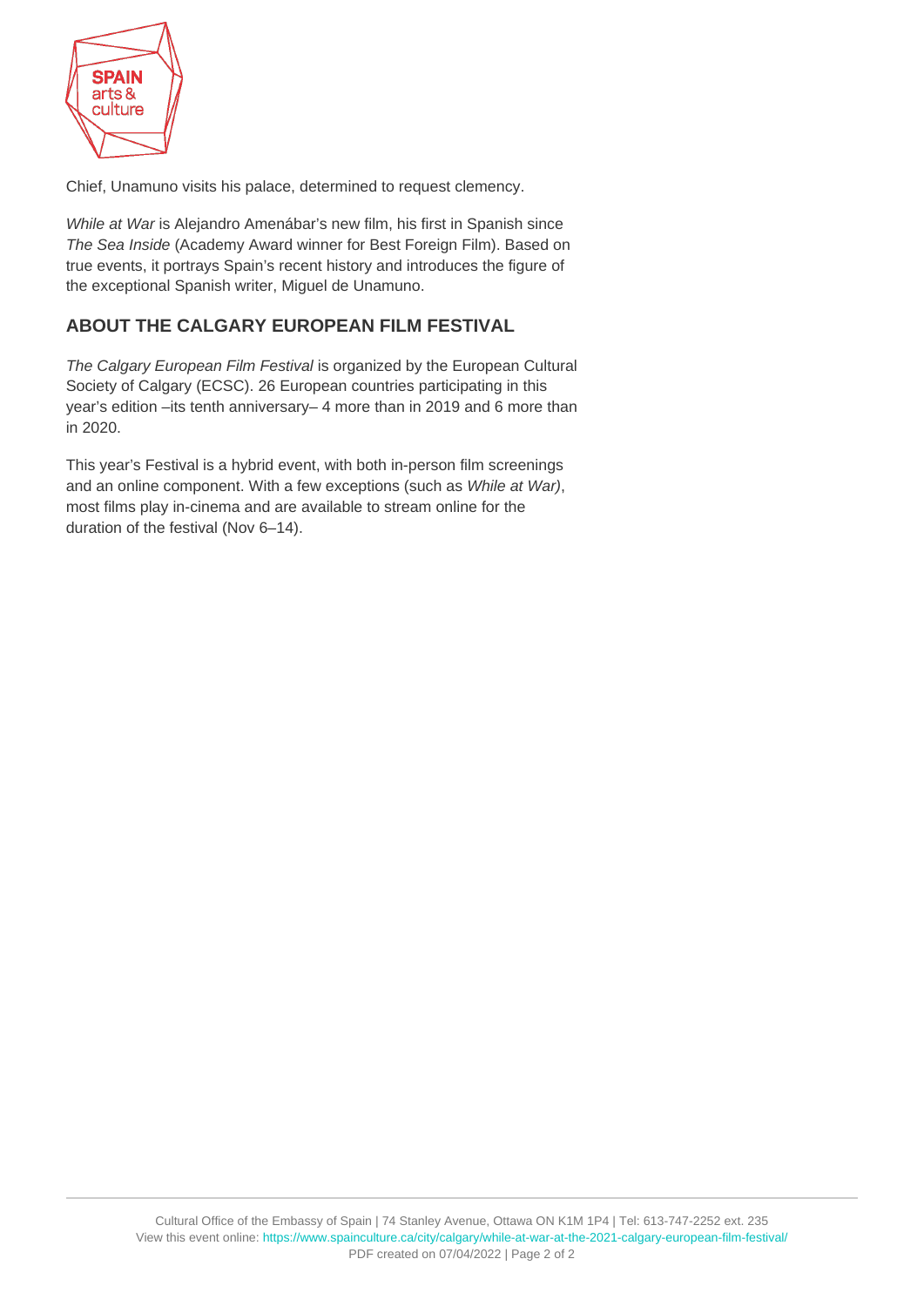Chief, Unamuno visits his palace, determined to request clemency.

*While at War* is Alejandro Amenábar's new film, his first in Spanish since *The Sea Inside* (Academy Award winner for Best Foreign Film). Based on true events, it portrays Spain's recent history and introduces the figure of the exceptional Spanish writer, Miguel de Unamuno.

## ABOUT THE CALGARY EUROPEAN FILM FESTIVAL

*The Calgary European Film Festival* is organized by the European Cultural Society of Calgary (ECSC). 26 European countries participating in this year's edition –its tenth anniversary– 4 more than in 2019 and 6 more than in 2020.

This year's Festival is a hybrid event, with both in-person film screenings and an online component. With a few exceptions (such as *While at War)*, most films play in-cinema and are available to stream online for the duration of the festival (Nov 6–14).